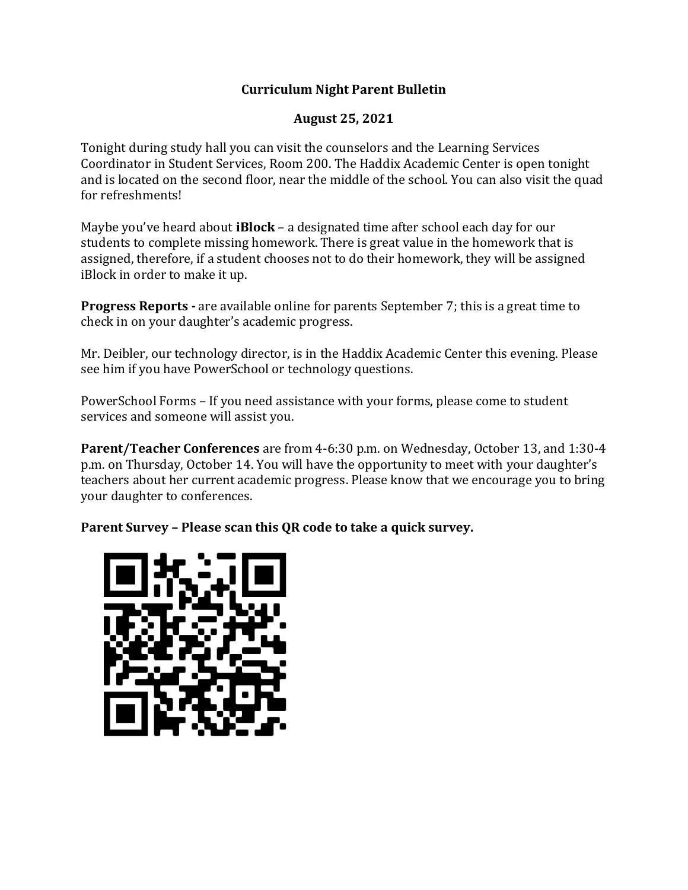**Curriculum Night Parent Bulletin**

**August 25, 2021**

Tonight during study hall you can visit the counselors and the Learning Services Coordinator in Student Services, Room 200. The Haddix Academic Center is open tonight and is located on the second floor, near the middle of the school. You can also visit the quad for refreshments!

Maybe you've heard about **iBlock** – a designated time after school each day for our students to complete missing homework. There is great value in the homework that is assigned, therefore, if a student chooses not to do their homework, they will be assigned iBlock in order to make it up.

**Progress Reports -** are available online for parents September 7; this is a great time to check in on your daughter's academic progress.

Mr. Deibler, our technology director, is in the Haddix Academic Center this evening. Please see him if you have PowerSchool or technology questions.

PowerSchool Forms – If you need assistance with your forms, please come to student services and someone will assist you.

**Parent/Teacher Conferences** are from 4-6:30 p.m. on Wednesday, October 13, and 1:30-4 p.m. on Thursday, October 14. You will have the opportunity to meet with your daughter's teachers about her current academic progress. Please know that we encourage you to bring your daughter to conferences.

**Parent Survey – Please scan this QR code to take a quick survey.**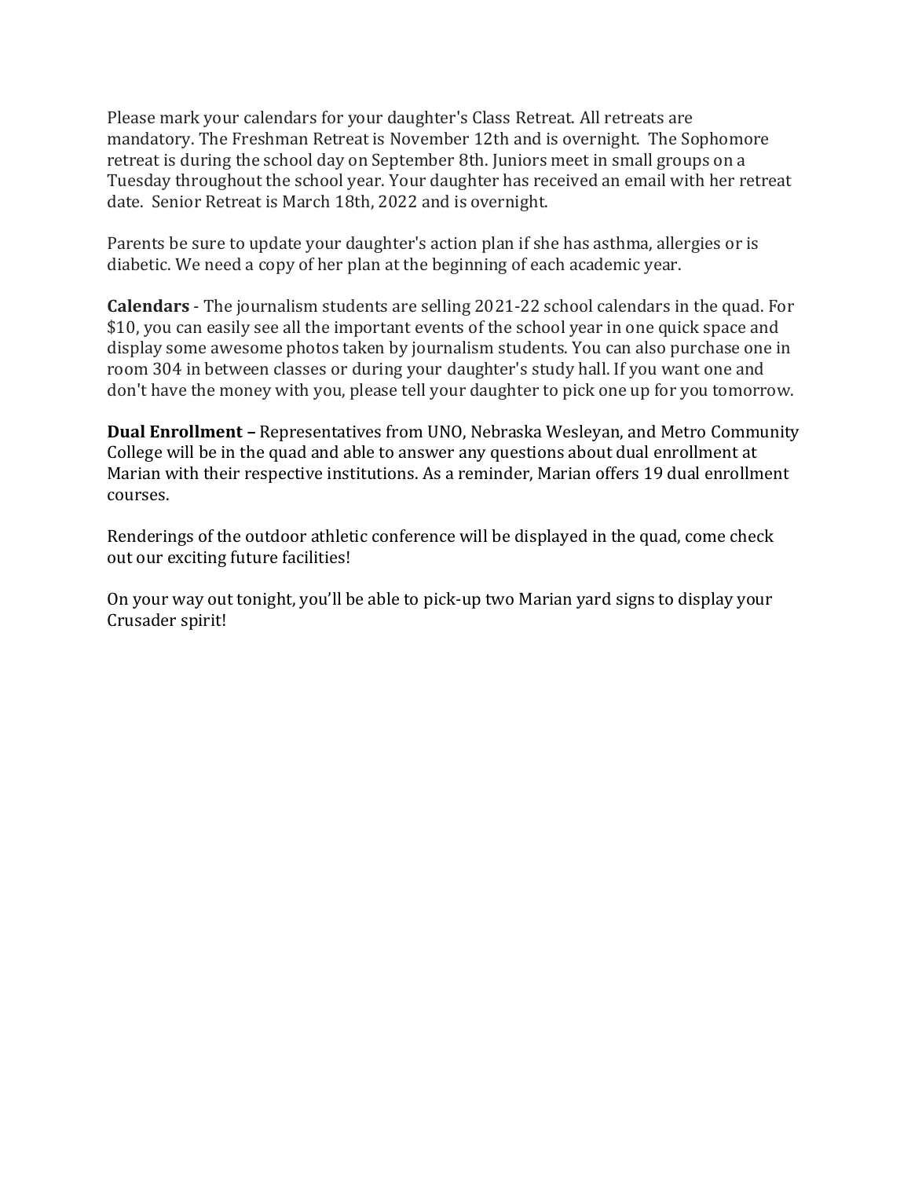Please mark your calendars for your daughter's Class Retreat. All retreats are mandatory. The Freshman Retreat is November 12th and is overnight. The Sophomore retreat is during the school day on September 8th. Juniors meet in small groups on a Tuesday throughout the school year. Your daughter has received an email with her retreat date. Senior Retreat is March 18th, 2022 and is overnight.

Parents be sure to update your daughter's action plan if she has asthma, allergies or is diabetic. We need a copy of her plan at the beginning of each academic year.

**Calendars** - The journalism students are selling 2021-22 school calendars in the quad. For $10, you can easily see all the important events of the school year in one quick space and display some awesome photos taken by journalism students. You can also purchase one in room 304 in between classes or during your daughter's study hall. If you want one and don't have the money with you, please tell your daughter to pick one up for you tomorrow.

**Dual Enrollment –** Representatives from UNO, Nebraska Wesleyan, and Metro Community College will be in the quad and able to answer any questions about dual enrollment at Marian with their respective institutions. As a reminder, Marian offers 19 dual enrollment courses.

Renderings of the outdoor athletic conference will be displayed in the quad, come check out our exciting future facilities!

On your way out tonight, you'll be able to pick-up two Marian yard signs to display your Crusader spirit!